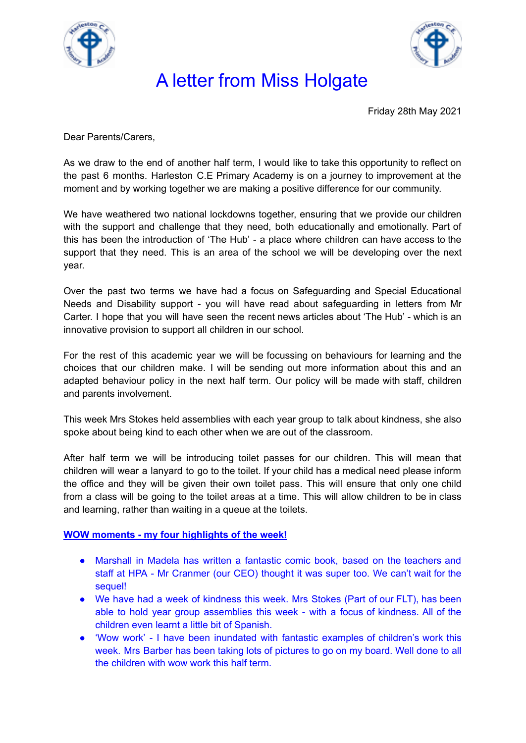# A letter from Miss Holgate

Friday 28th May 2021

Dear Parents/Carers,

As we draw to the end of another half term, I would like to take this opportunity to reflect on the past 6 months. Harleston C.E Primary Academy is on a journey to improvement at the moment and by working together we are making a positive difference for our community.

We have weathered two national lockdowns together, ensuring that we provide our children with the support and challenge that they need, both educationally and emotionally. Part of this has been the introduction of 'The Hub' - a place where children can have access to the support that they need. This is an area of the school we will be developing over the next year.

Over the past two terms we have had a focus on Safeguarding and Special Educational Needs and Disability support - you will have read about safeguarding in letters from Mr Carter. I hope that you will have seen the recent news articles about 'The Hub' - which is an innovative provision to support all children in our school.

For the rest of this academic year we will be focussing on behaviours for learning and the choices that our children make. I will be sending out more information about this and an adapted behaviour policy in the next half term. Our policy will be made with staff, children and parents involvement.

This week Mrs Stokes held assemblies with each year group to talk about kindness, she also spoke about being kind to each other when we are out of the classroom.

After half term we will be introducing toilet passes for our children. This will mean that children will wear a lanyard to go to the toilet. If your child has a medical need please inform the office and they will be given their own toilet pass. This will ensure that only one child from a class will be going to the toilet areas at a time. This will allow children to be in class and learning, rather than waiting in a queue at the toilets.

**WOW moments - my four highlights of the week!**

- Marshall in Madela has written a fantastic comic book, based on the teachers and staff at HPA - Mr Cranmer (our CEO) thought it was super too. We can't wait for the sequel!
- We have had a week of kindness this week. Mrs Stokes (Part of our FLT), has been able to hold year group assemblies this week - with a focus of kindness. All of the children even learnt a little bit of Spanish.
- 'Wow work' - I have been inundated with fantastic examples of children's work this week. Mrs Barber has been taking lots of pictures to go on my board. Well done to all the children with wow work this half term.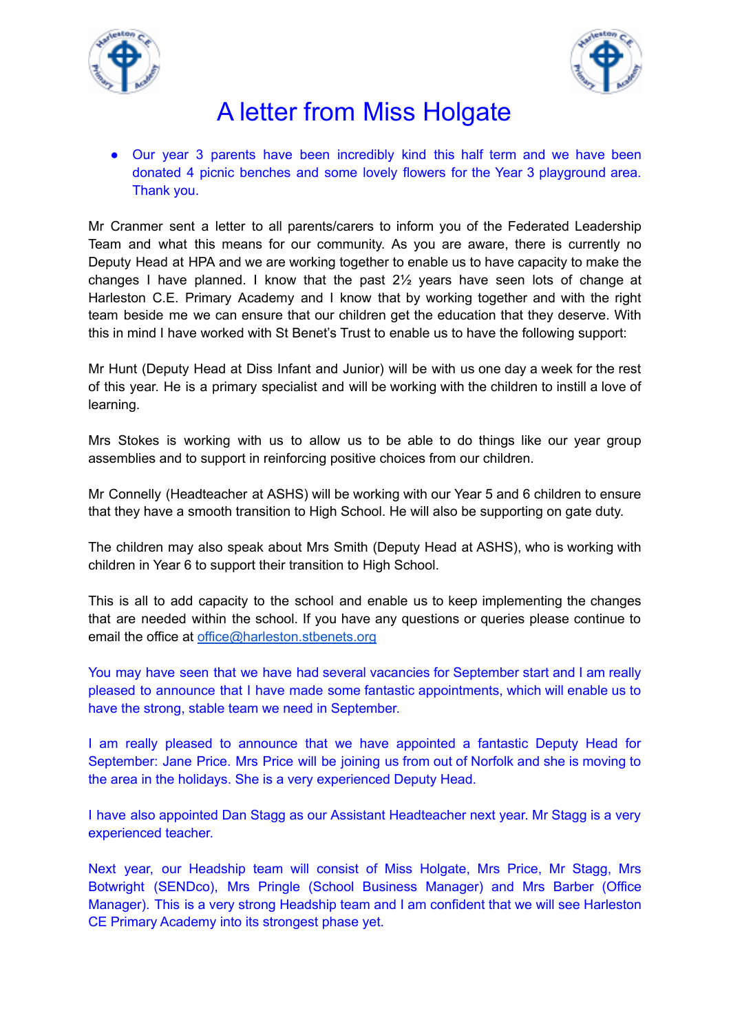# A letter from Miss Holgate

- Our year 3 parents have been incredibly kind this half term and we have been donated 4 picnic benches and some lovely flowers for the Year 3 playground area. Thank you.

Mr Cranmer sent a letter to all parents/carers to inform you of the Federated Leadership Team and what this means for our community. As you are aware, there is currently no Deputy Head at HPA and we are working together to enable us to have capacity to make the changes I have planned. I know that the past 2½ years have seen lots of change at Harleston C.E. Primary Academy and I know that by working together and with the right team beside me we can ensure that our children get the education that they deserve. With this in mind I have worked with St Benet's Trust to enable us to have the following support:

Mr Hunt (Deputy Head at Diss Infant and Junior) will be with us one day a week for the rest of this year. He is a primary specialist and will be working with the children to instill a love of learning.

Mrs Stokes is working with us to allow us to be able to do things like our year group assemblies and to support in reinforcing positive choices from our children.

Mr Connelly (Headteacher at ASHS) will be working with our Year 5 and 6 children to ensure that they have a smooth transition to High School. He will also be supporting on gate duty.

The children may also speak about Mrs Smith (Deputy Head at ASHS), who is working with children in Year 6 to support their transition to High School.

This is all to add capacity to the school and enable us to keep implementing the changes that are needed within the school. If you have any questions or queries please continue to email the office at office@harleston.stbenets.org

You may have seen that we have had several vacancies for September start and I am really pleased to announce that I have made some fantastic appointments, which will enable us to have the strong, stable team we need in September.

I am really pleased to announce that we have appointed a fantastic Deputy Head for September: Jane Price. Mrs Price will be joining us from out of Norfolk and she is moving to the area in the holidays. She is a very experienced Deputy Head.

I have also appointed Dan Stagg as our Assistant Headteacher next year. Mr Stagg is a very experienced teacher.

Next year, our Headship team will consist of Miss Holgate, Mrs Price, Mr Stagg, Mrs Botwright (SENDco), Mrs Pringle (School Business Manager) and Mrs Barber (Office Manager). This is a very strong Headship team and I am confident that we will see Harleston CE Primary Academy into its strongest phase yet.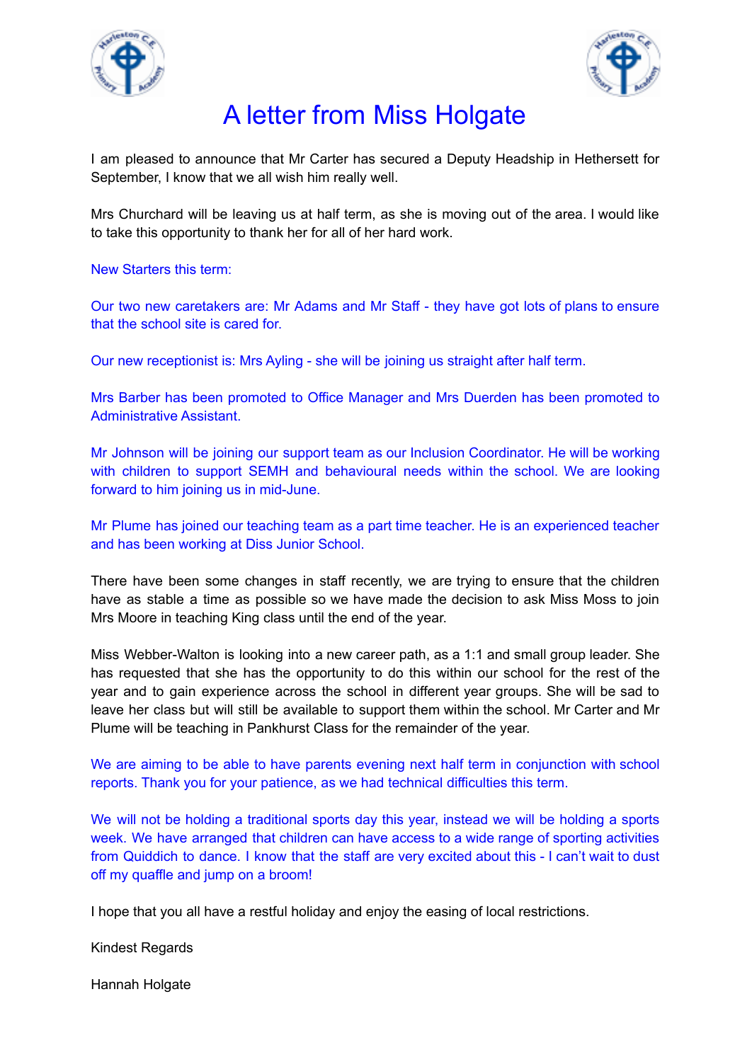# A letter from Miss Holgate

I am pleased to announce that Mr Carter has secured a Deputy Headship in Hethersett for September, I know that we all wish him really well.

Mrs Churchard will be leaving us at half term, as she is moving out of the area. I would like to take this opportunity to thank her for all of her hard work.

New Starters this term:

Our two new caretakers are: Mr Adams and Mr Staff - they have got lots of plans to ensure that the school site is cared for.

Our new receptionist is: Mrs Ayling - she will be joining us straight after half term.

Mrs Barber has been promoted to Office Manager and Mrs Duerden has been promoted to Administrative Assistant.

Mr Johnson will be joining our support team as our Inclusion Coordinator. He will be working with children to support SEMH and behavioural needs within the school. We are looking forward to him joining us in mid-June.

Mr Plume has joined our teaching team as a part time teacher. He is an experienced teacher and has been working at Diss Junior School.

There have been some changes in staff recently, we are trying to ensure that the children have as stable a time as possible so we have made the decision to ask Miss Moss to join Mrs Moore in teaching King class until the end of the year.

Miss Webber-Walton is looking into a new career path, as a 1:1 and small group leader. She has requested that she has the opportunity to do this within our school for the rest of the year and to gain experience across the school in different year groups. She will be sad to leave her class but will still be available to support them within the school. Mr Carter and Mr Plume will be teaching in Pankhurst Class for the remainder of the year.

We are aiming to be able to have parents evening next half term in conjunction with school reports. Thank you for your patience, as we had technical difficulties this term.

We will not be holding a traditional sports day this year, instead we will be holding a sports week. We have arranged that children can have access to a wide range of sporting activities from Quiddich to dance. I know that the staff are very excited about this - I can't wait to dust off my quaffle and jump on a broom!

I hope that you all have a restful holiday and enjoy the easing of local restrictions.

Kindest Regards

Hannah Holgate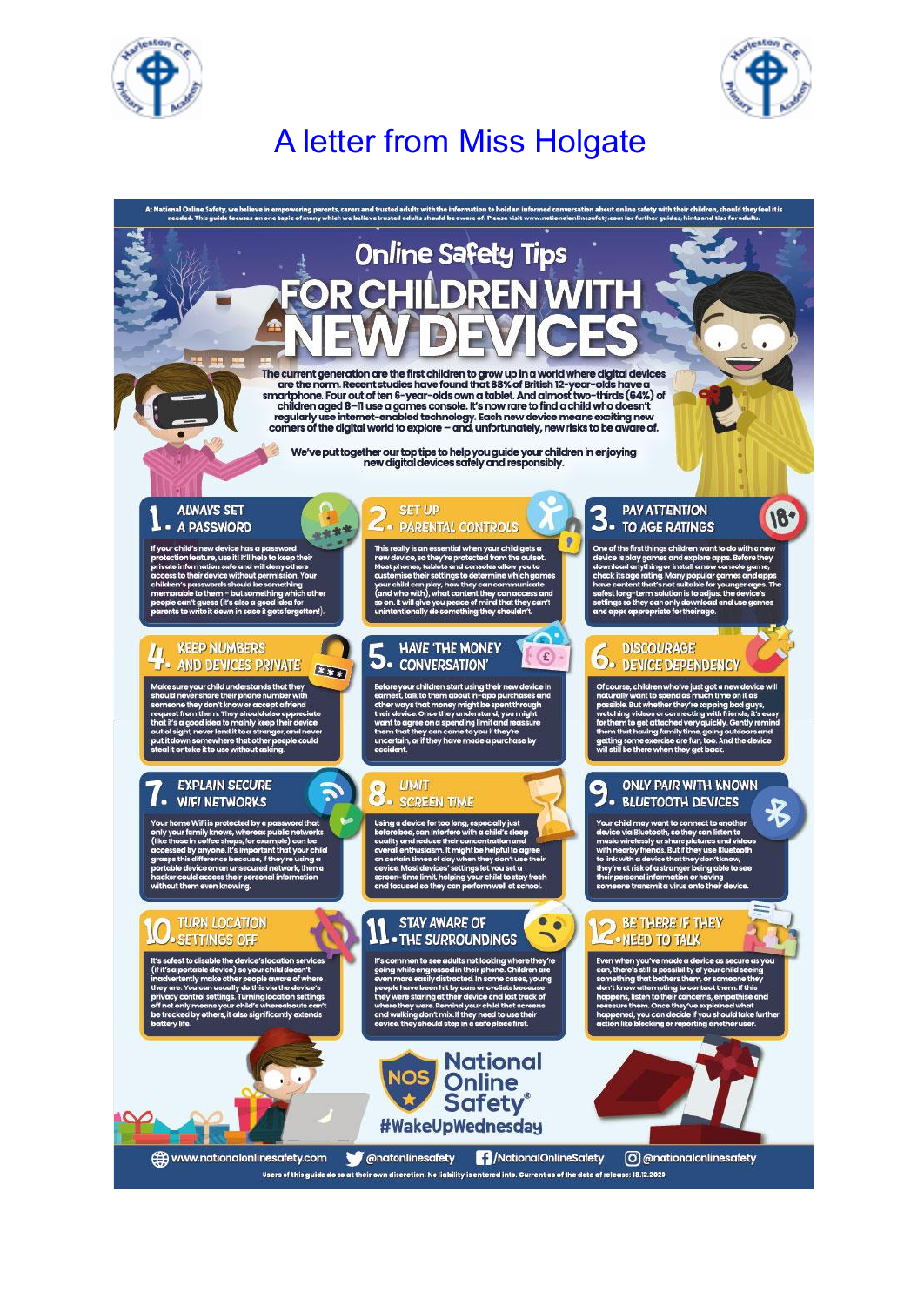# A letter from Miss Holgate

At National Online Safety, we believe in empowering parents, carers and trusted adults with the information to hold an informed conversation about online safety with their children, should they feel it is needed. This guide focuses on one topic of many which we believe trusted adults should be aware of. Please visit www.nationalonlinesafety.com for further guides, hints and tips for adults.

## Online Safety Tips FOR CHILDREN WITH NEW DEVICES

The current generation are the first children to grow up in a world where digital devices are the norm. Recent studies have found that 88% of British 12-year-olds have a smartphone. Four out of ten 6-year-olds own a tablet. And almost two-thirds (64%) of children aged 8–11 use a games console. It's now rare to find a child who doesn't regularly use internet-enabled technology. Each new device means exciting new corners of the digital world to explore – and, unfortunately, new risks to be aware of.

We've put together our top tips to help you guide your children in enjoying new digital devices safely and responsibly.

### 1. ALWAYS SET A PASSWORD

If your child's new device has a password protection feature, use it! It'll help to keep their private information safe and will deny others access to their device without permission. Your children's passwords should be something memorable to them – but something which other people can't guess (it's also a good idea for parents to write it down in case it gets forgotten!).

### 2. SET UP PARENTAL CONTROLS

This really is an essential when your child gets a new device, so they're protected from the outset. Most phones, tablets and consoles allow you to customise their settings to determine which games your child can play, how they can communicate (and who with), what content they can access and so on. It will give you peace of mind that they can't unintentionally do something they shouldn't.

### 3. PAY ATTENTION TO AGE RATINGS

One of the first things children want to do with a new device is play games and explore apps. Before they download anything or install a new console game, check its age rating. Many popular games and apps have content that's not suitable for younger ages. The safest long-term solution is to adjust the device's settings so they can only download and use games and apps appropriate for their age.

### 4. KEEP NUMBERS AND DEVICES PRIVATE

Make sure your child understands that they should never share their phone number with someone they don't know or accept a friend request from them. They should also appreciate that it's a good idea to mainly keep their device out of sight, never lend it to a stranger, and never put it down somewhere that other people could steal it or take it to use without asking.

### 5. HAVE 'THE MONEY CONVERSATION'

Before your children start using their new device in earnest, talk to them about in-app purchases and other ways that money might be spent through their device. Once they understand, you might want to agree on a spending limit and reassure them that they can come to you if they're uncertain, or if they have made a purchase by accident.

### 6. DISCOURAGE DEVICE DEPENDENCY

Of course, children who've just got a new device will naturally want to spend as much time on it as possible. But whether they're zapping bad guys, watching videos or connecting with friends, it's easy for them to get attached very quickly. Gently remind them that having family time, going outdoors and getting some exercise are fun, too. And the device will still be there when they get back.

### 7. EXPLAIN SECURE WIFI NETWORKS

Your home WiFi is protected by a password that only your family knows, whereas public networks (like those in coffee shops, for example) can be accessed by anyone. It's important that your child grasps this difference because, if they're using a portable device on an unsecured network, then a hacker could access their personal information without them even knowing.

### 8. LIMIT SCREEN TIME

Using a device for too long, especially just before bed, can interfere with a child's sleep quality and reduce their concentration and overall enthusiasm. It might be helpful to agree on certain times of day when they don't use their device. Most devices' settings let you set a screen-time limit, helping your child to stay fresh and focused so they can perform well at school.

### 9. ONLY PAIR WITH KNOWN BLUETOOTH DEVICES

Your child may want to connect to another device via Bluetooth, so they can listen to music wirelessly or share pictures and videos with nearby friends. But if they use Bluetooth to link with a device that they don't know, they're at risk of a stranger being able to see their personal information or having someone transmit a virus onto their device.

### 10. TURN LOCATION SETTINGS OFF

It's safest to disable the device's location services (if it's a portable device) so your child doesn't inadvertently make other people aware of where they are. You can usually do this via the device's privacy control settings. Turning location settings off not only means your child's whereabouts can't be tracked by others, it also significantly extends battery life.

### 11. STAY AWARE OF THE SURROUNDINGS

It's common to see adults not looking where they're going while engrossed in their phone. Children are even more easily distracted. In some cases, young people have been hit by cars or cyclists because they were staring at their device and lost track of where they were. Remind your child that screens and walking don't mix. If they need to use their device, they should stop in a safe place first.

### 12. BE THERE IF THEY NEED TO TALK

Even when you've made a device as secure as you can, there's still a possibility of your child seeing something that bothers them, or someone they don't know attempting to contact them. If this happens, listen to their concerns, empathise and reassure them. Once they've explained what happened, you can decide if you should take further action like blocking or reporting another user.

National Online Safety
#WakeUpWednesday

www.nationalonlinesafety.com | @natonlinesafety | /NationalOnlineSafety | @nationalonlinesafety

Users of this guide do so at their own discretion. No liability is entered into. Current as of the date of release: 18.12.2020